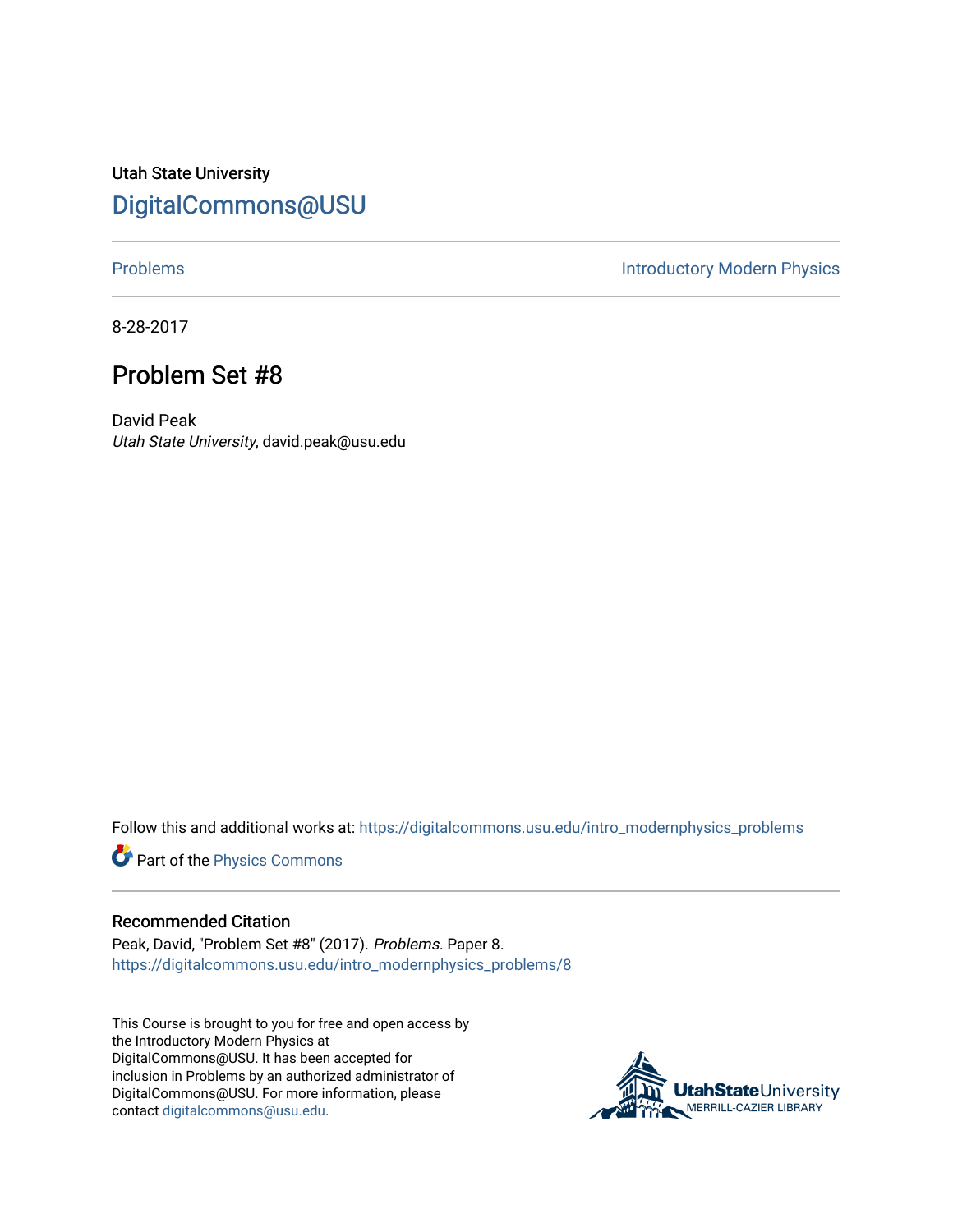Utah State University

# DigitalCommons@USU

Problems | Introductory Modern Physics

8-28-2017

## Problem Set #8

David Peak
*Utah State University*, david.peak@usu.edu

Follow this and additional works at: https://digitalcommons.usu.edu/intro_modernphysics_problems

Part of the Physics Commons

### Recommended Citation

Peak, David, "Problem Set #8" (2017). *Problems.* Paper 8.
https://digitalcommons.usu.edu/intro_modernphysics_problems/8

This Course is brought to you for free and open access by the Introductory Modern Physics at DigitalCommons@USU. It has been accepted for inclusion in Problems by an authorized administrator of DigitalCommons@USU. For more information, please contact digitalcommons@usu.edu.

UtahStateUniversity MERRILL-CAZIER LIBRARY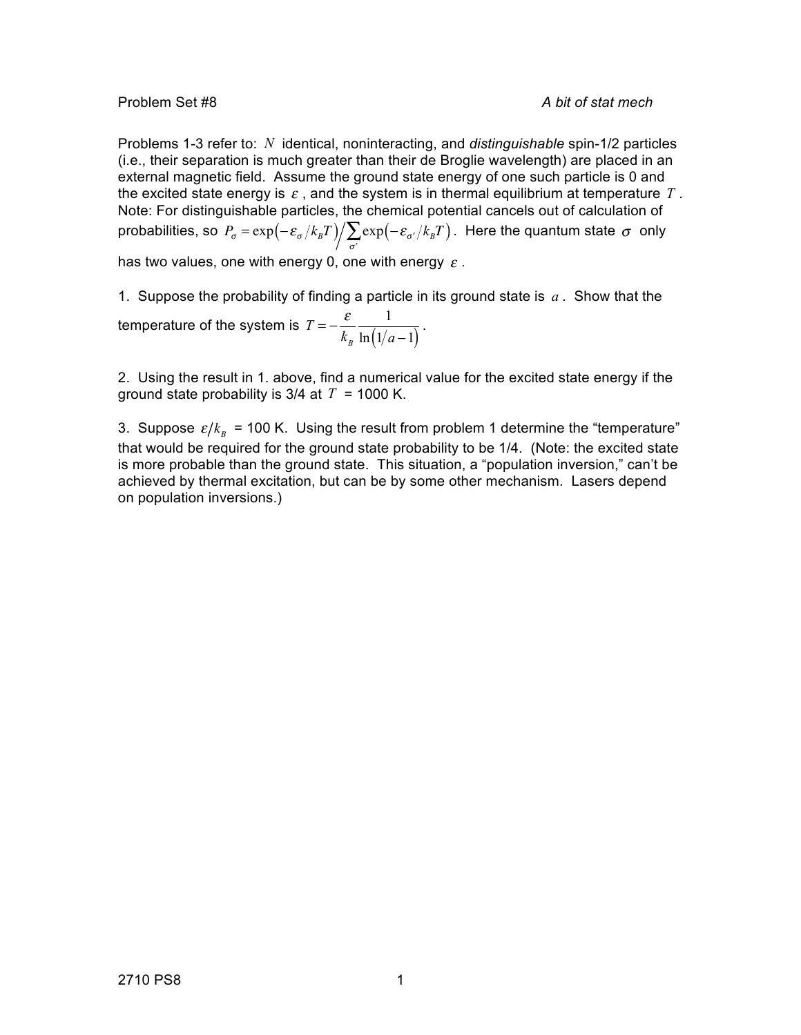Problem Set #8 *A bit of stat mech*

Problems 1-3 refer to: $N$ identical, noninteracting, and *distinguishable* spin-1/2 particles (i.e., their separation is much greater than their de Broglie wavelength) are placed in an external magnetic field. Assume the ground state energy of one such particle is 0 and the excited state energy is $\varepsilon$, and the system is in thermal equilibrium at temperature $T$. Note: For distinguishable particles, the chemical potential cancels out of calculation of probabilities, so $P_\sigma = \exp\left(-\varepsilon_\sigma / k_B T\right) \Big/ \sum_{\sigma'} \exp\left(-\varepsilon_{\sigma'} / k_B T\right)$. Here the quantum state $\sigma$ only has two values, one with energy 0, one with energy $\varepsilon$.

1. Suppose the probability of finding a particle in its ground state is $a$. Show that the temperature of the system is $T = -\dfrac{\varepsilon}{k_B} \dfrac{1}{\ln\left(1/a - 1\right)}$.

2. Using the result in 1. above, find a numerical value for the excited state energy if the ground state probability is 3/4 at $T$ = 1000 K.

3. Suppose $\varepsilon/k_B$ = 100 K. Using the result from problem 1 determine the "temperature" that would be required for the ground state probability to be 1/4. (Note: the excited state is more probable than the ground state. This situation, a "population inversion," can't be achieved by thermal excitation, but can be by some other mechanism. Lasers depend on population inversions.)